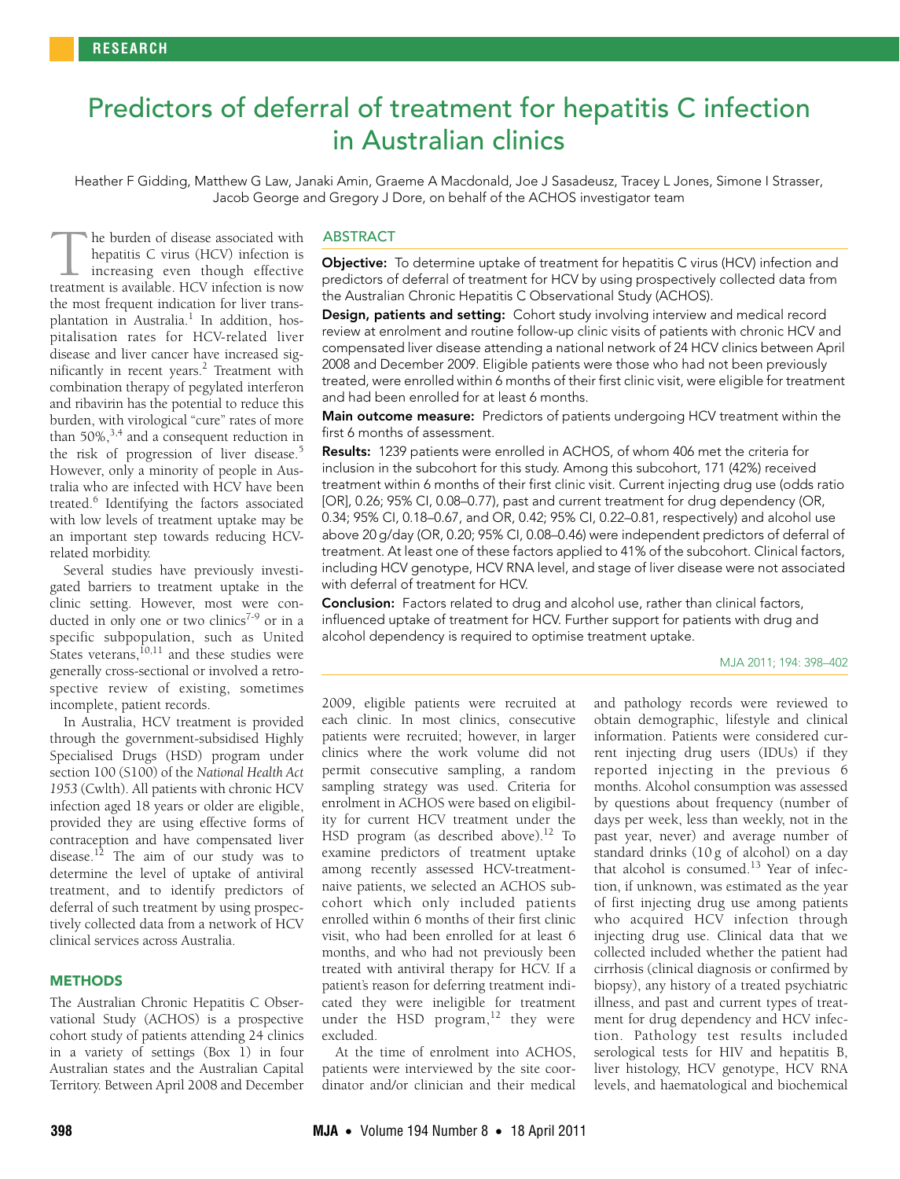RESEARCH

# Predictors of deferral of treatment for hepatitis C infection in Australian clinics

Heather F Gidding, Matthew G Law, Janaki Amin, Graeme A Macdonald, Joe J Sasadeusz, Tracey L Jones, Simone I Strasser, Jacob George and Gregory J Dore, on behalf of the ACHOS investigator team

## ABSTRACT

**Objective:** To determine uptake of treatment for hepatitis C virus (HCV) infection and predictors of deferral of treatment for HCV by using prospectively collected data from the Australian Chronic Hepatitis C Observational Study (ACHOS).

**Design, patients and setting:** Cohort study involving interview and medical record review at enrolment and routine follow-up clinic visits of patients with chronic HCV and compensated liver disease attending a national network of 24 HCV clinics between April 2008 and December 2009. Eligible patients were those who had not been previously treated, were enrolled within 6 months of their first clinic visit, were eligible for treatment and had been enrolled for at least 6 months.

**Main outcome measure:** Predictors of patients undergoing HCV treatment within the first 6 months of assessment.

**Results:** 1239 patients were enrolled in ACHOS, of whom 406 met the criteria for inclusion in the subcohort for this study. Among this subcohort, 171 (42%) received treatment within 6 months of their first clinic visit. Current injecting drug use (odds ratio [OR], 0.26; 95% CI, 0.08–0.77), past and current treatment for drug dependency (OR, 0.34; 95% CI, 0.18–0.67, and OR, 0.42; 95% CI, 0.22–0.81, respectively) and alcohol use above 20 g/day (OR, 0.20; 95% CI, 0.08–0.46) were independent predictors of deferral of treatment. At least one of these factors applied to 41% of the subcohort. Clinical factors, including HCV genotype, HCV RNA level, and stage of liver disease were not associated with deferral of treatment for HCV.

**Conclusion:** Factors related to drug and alcohol use, rather than clinical factors, influenced uptake of treatment for HCV. Further support for patients with drug and alcohol dependency is required to optimise treatment uptake.

MJA 2011; 194: 398–402

The burden of disease associated with hepatitis C virus (HCV) infection is increasing even though effective treatment is available. HCV infection is now the most frequent indication for liver transplantation in Australia.[1] In addition, hospitalisation rates for HCV-related liver disease and liver cancer have increased significantly in recent years.[2] Treatment with combination therapy of pegylated interferon and ribavirin has the potential to reduce this burden, with virological "cure" rates of more than 50%,[3,4] and a consequent reduction in the risk of progression of liver disease.[5] However, only a minority of people in Australia who are infected with HCV have been treated.[6] Identifying the factors associated with low levels of treatment uptake may be an important step towards reducing HCV-related morbidity.

Several studies have previously investigated barriers to treatment uptake in the clinic setting. However, most were conducted in only one or two clinics[7-9] or in a specific subpopulation, such as United States veterans,[10,11] and these studies were generally cross-sectional or involved a retrospective review of existing, sometimes incomplete, patient records.

In Australia, HCV treatment is provided through the government-subsidised Highly Specialised Drugs (HSD) program under section 100 (S100) of the *National Health Act 1953* (Cwlth). All patients with chronic HCV infection aged 18 years or older are eligible, provided they are using effective forms of contraception and have compensated liver disease.[12] The aim of our study was to determine the level of uptake of antiviral treatment, and to identify predictors of deferral of such treatment by using prospectively collected data from a network of HCV clinical services across Australia.

## METHODS

The Australian Chronic Hepatitis C Observational Study (ACHOS) is a prospective cohort study of patients attending 24 clinics in a variety of settings (Box 1) in four Australian states and the Australian Capital Territory. Between April 2008 and December 2009, eligible patients were recruited at each clinic. In most clinics, consecutive patients were recruited; however, in larger clinics where the work volume did not permit consecutive sampling, a random sampling strategy was used. Criteria for enrolment in ACHOS were based on eligibility for current HCV treatment under the HSD program (as described above).[12] To examine predictors of treatment uptake among recently assessed HCV-treatment-naive patients, we selected an ACHOS subcohort which only included patients enrolled within 6 months of their first clinic visit, who had been enrolled for at least 6 months, and who had not previously been treated with antiviral therapy for HCV. If a patient's reason for deferring treatment indicated they were ineligible for treatment under the HSD program,[12] they were excluded.

At the time of enrolment into ACHOS, patients were interviewed by the site coordinator and/or clinician and their medical and pathology records were reviewed to obtain demographic, lifestyle and clinical information. Patients were considered current injecting drug users (IDUs) if they reported injecting in the previous 6 months. Alcohol consumption was assessed by questions about frequency (number of days per week, less than weekly, not in the past year, never) and average number of standard drinks (10 g of alcohol) on a day that alcohol is consumed.[13] Year of infection, if unknown, was estimated as the year of first injecting drug use among patients who acquired HCV infection through injecting drug use. Clinical data that we collected included whether the patient had cirrhosis (clinical diagnosis or confirmed by biopsy), any history of a treated psychiatric illness, and past and current types of treatment for drug dependency and HCV infection. Pathology test results included serological tests for HIV and hepatitis B, liver histology, HCV genotype, HCV RNA levels, and haematological and biochemical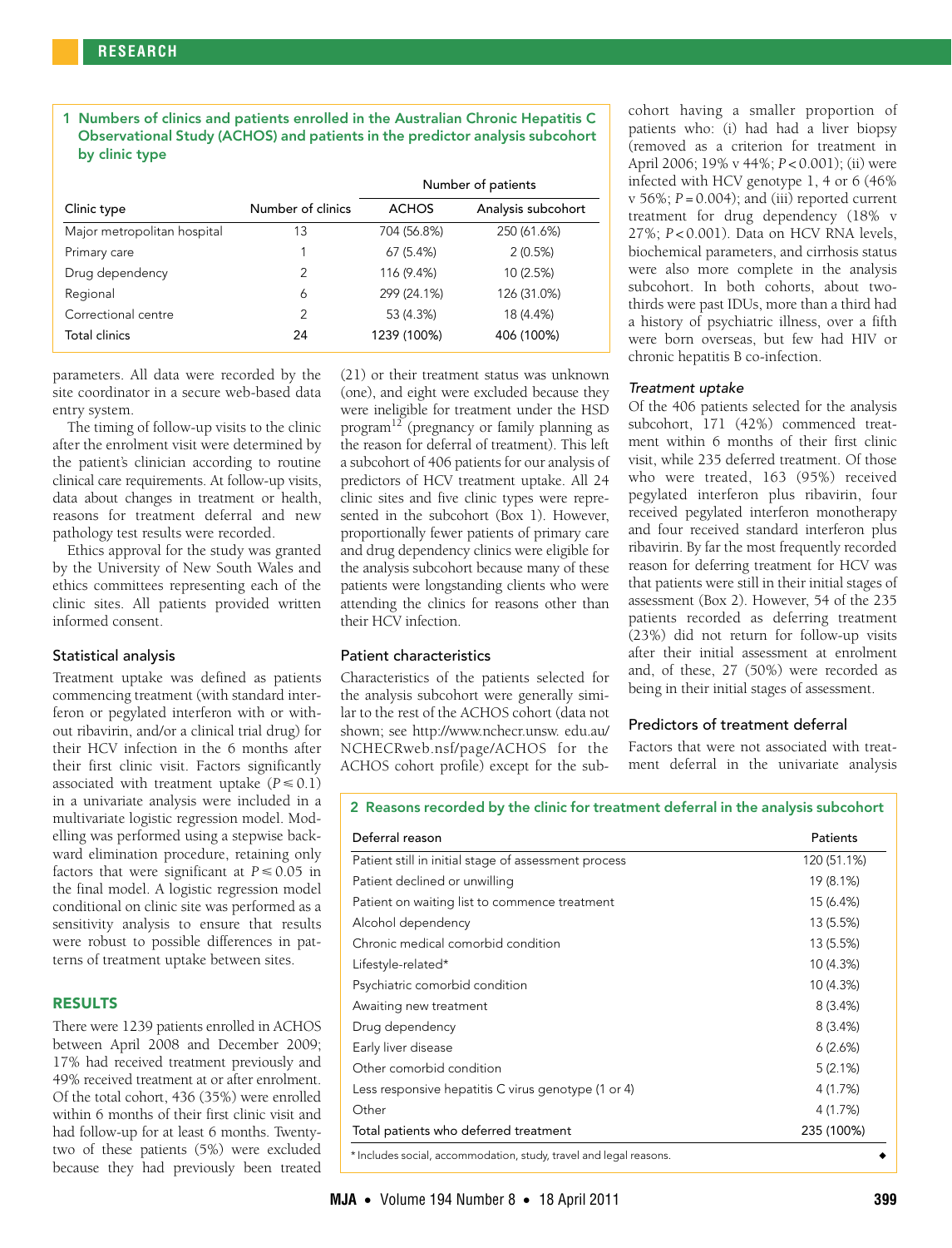**1 Numbers of clinics and patients enrolled in the Australian Chronic Hepatitis C Observational Study (ACHOS) and patients in the predictor analysis subcohort by clinic type**

| Clinic type | Number of clinics | Number of patients | |
|---|---|---|---|
| | | ACHOS | Analysis subcohort |
| Major metropolitan hospital | 13 | 704 (56.8%) | 250 (61.6%) |
| Primary care | 1 | 67 (5.4%) | 2 (0.5%) |
| Drug dependency | 2 | 116 (9.4%) | 10 (2.5%) |
| Regional | 6 | 299 (24.1%) | 126 (31.0%) |
| Correctional centre | 2 | 53 (4.3%) | 18 (4.4%) |
| Total clinics | 24 | 1239 (100%) | 406 (100%) |

parameters. All data were recorded by the site coordinator in a secure web-based data entry system.

The timing of follow-up visits to the clinic after the enrolment visit were determined by the patient's clinician according to routine clinical care requirements. At follow-up visits, data about changes in treatment or health, reasons for treatment deferral and new pathology test results were recorded.

Ethics approval for the study was granted by the University of New South Wales and ethics committees representing each of the clinic sites. All patients provided written informed consent.

### Statistical analysis

Treatment uptake was defined as patients commencing treatment (with standard interferon or pegylated interferon with or without ribavirin, and/or a clinical trial drug) for their HCV infection in the 6 months after their first clinic visit. Factors significantly associated with treatment uptake ($P \leq 0.1$) in a univariate analysis were included in a multivariate logistic regression model. Modelling was performed using a stepwise backward elimination procedure, retaining only factors that were significant at $P \leq 0.05$ in the final model. A logistic regression model conditional on clinic site was performed as a sensitivity analysis to ensure that results were robust to possible differences in patterns of treatment uptake between sites.

## RESULTS

There were 1239 patients enrolled in ACHOS between April 2008 and December 2009; 17% had received treatment previously and 49% received treatment at or after enrolment. Of the total cohort, 436 (35%) were enrolled within 6 months of their first clinic visit and had follow-up for at least 6 months. Twenty-two of these patients (5%) were excluded because they had previously been treated (21) or their treatment status was unknown (one), and eight were excluded because they were ineligible for treatment under the HSD program[12] (pregnancy or family planning as the reason for deferral of treatment). This left a subcohort of 406 patients for our analysis of predictors of HCV treatment uptake. All 24 clinic sites and five clinic types were represented in the subcohort (Box 1). However, proportionally fewer patients of primary care and drug dependency clinics were eligible for the analysis subcohort because many of these patients were longstanding clients who were attending the clinics for reasons other than their HCV infection.

### Patient characteristics

Characteristics of the patients selected for the analysis subcohort were generally similar to the rest of the ACHOS cohort (data not shown; see http://www.nchecr.unsw.edu.au/NCHECRweb.nsf/page/ACHOS for the ACHOS cohort profile) except for the subcohort having a smaller proportion of patients who: (i) had had a liver biopsy (removed as a criterion for treatment in April 2006; 19% v 44%; $P < 0.001$); (ii) were infected with HCV genotype 1, 4 or 6 (46% v 56%; $P = 0.004$); and (iii) reported current treatment for drug dependency (18% v 27%; $P < 0.001$). Data on HCV RNA levels, biochemical parameters, and cirrhosis status were also more complete in the analysis subcohort. In both cohorts, about two-thirds were past IDUs, more than a third had a history of psychiatric illness, over a fifth were born overseas, but few had HIV or chronic hepatitis B co-infection.

### *Treatment uptake*

Of the 406 patients selected for the analysis subcohort, 171 (42%) commenced treatment within 6 months of their first clinic visit, while 235 deferred treatment. Of those who were treated, 163 (95%) received pegylated interferon plus ribavirin, four received pegylated interferon monotherapy and four received standard interferon plus ribavirin. By far the most frequently recorded reason for deferring treatment for HCV was that patients were still in their initial stages of assessment (Box 2). However, 54 of the 235 patients recorded as deferring treatment (23%) did not return for follow-up visits after their initial assessment at enrolment and, of these, 27 (50%) were recorded as being in their initial stages of assessment.

### Predictors of treatment deferral

Factors that were not associated with treatment deferral in the univariate analysis

**2 Reasons recorded by the clinic for treatment deferral in the analysis subcohort**

| Deferral reason | Patients |
|---|---|
| Patient still in initial stage of assessment process | 120 (51.1%) |
| Patient declined or unwilling | 19 (8.1%) |
| Patient on waiting list to commence treatment | 15 (6.4%) |
| Alcohol dependency | 13 (5.5%) |
| Chronic medical comorbid condition | 13 (5.5%) |
| Lifestyle-related* | 10 (4.3%) |
| Psychiatric comorbid condition | 10 (4.3%) |
| Awaiting new treatment | 8 (3.4%) |
| Drug dependency | 8 (3.4%) |
| Early liver disease | 6 (2.6%) |
| Other comorbid condition | 5 (2.1%) |
| Less responsive hepatitis C virus genotype (1 or 4) | 4 (1.7%) |
| Other | 4 (1.7%) |
| Total patients who deferred treatment | 235 (100%) |

\* Includes social, accommodation, study, travel and legal reasons.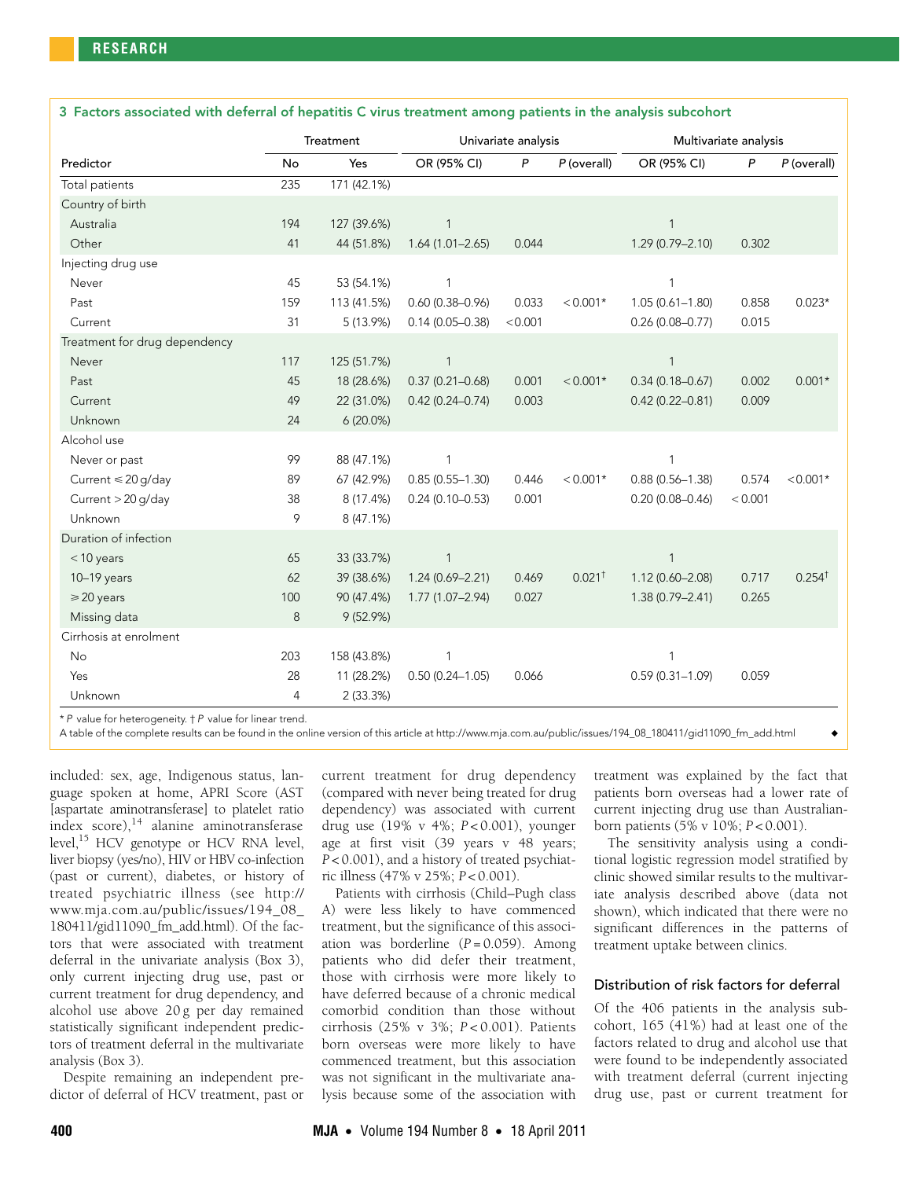**3 Factors associated with deferral of hepatitis C virus treatment among patients in the analysis subcohort**

| Predictor | Treatment | | Univariate analysis | | | Multivariate analysis | | |
|---|---|---|---|---|---|---|---|---|
| | No | Yes | OR (95% CI) | *P* | *P* (overall) | OR (95% CI) | *P* | *P* (overall) |
| Total patients | 235 | 171 (42.1%) | | | | | | |
| Country of birth | | | | | | | | |
| Australia | 194 | 127 (39.6%) | 1 | | | 1 | | |
| Other | 41 | 44 (51.8%) | 1.64 (1.01–2.65) | 0.044 | | 1.29 (0.79–2.10) | 0.302 | |
| Injecting drug use | | | | | | | | |
| Never | 45 | 53 (54.1%) | 1 | | | 1 | | |
| Past | 159 | 113 (41.5%) | 0.60 (0.38–0.96) | 0.033 | < 0.001* | 1.05 (0.61–1.80) | 0.858 | 0.023* |
| Current | 31 | 5 (13.9%) | 0.14 (0.05–0.38) | < 0.001 | | 0.26 (0.08–0.77) | 0.015 | |
| Treatment for drug dependency | | | | | | | | |
| Never | 117 | 125 (51.7%) | 1 | | | 1 | | |
| Past | 45 | 18 (28.6%) | 0.37 (0.21–0.68) | 0.001 | < 0.001* | 0.34 (0.18–0.67) | 0.002 | 0.001* |
| Current | 49 | 22 (31.0%) | 0.42 (0.24–0.74) | 0.003 | | 0.42 (0.22–0.81) | 0.009 | |
| Unknown | 24 | 6 (20.0%) | | | | | | |
| Alcohol use | | | | | | | | |
| Never or past | 99 | 88 (47.1%) | 1 | | | 1 | | |
| Current ≤ 20 g/day | 89 | 67 (42.9%) | 0.85 (0.55–1.30) | 0.446 | < 0.001* | 0.88 (0.56–1.38) | 0.574 | < 0.001* |
| Current > 20 g/day | 38 | 8 (17.4%) | 0.24 (0.10–0.53) | 0.001 | | 0.20 (0.08–0.46) | < 0.001 | |
| Unknown | 9 | 8 (47.1%) | | | | | | |
| Duration of infection | | | | | | | | |
| < 10 years | 65 | 33 (33.7%) | 1 | | | 1 | | |
| 10–19 years | 62 | 39 (38.6%) | 1.24 (0.69–2.21) | 0.469 | 0.021† | 1.12 (0.60–2.08) | 0.717 | 0.254† |
| ≥ 20 years | 100 | 90 (47.4%) | 1.77 (1.07–2.94) | 0.027 | | 1.38 (0.79–2.41) | 0.265 | |
| Missing data | 8 | 9 (52.9%) | | | | | | |
| Cirrhosis at enrolment | | | | | | | | |
| No | 203 | 158 (43.8%) | 1 | | | 1 | | |
| Yes | 28 | 11 (28.2%) | 0.50 (0.24–1.05) | 0.066 | | 0.59 (0.31–1.09) | 0.059 | |
| Unknown | 4 | 2 (33.3%) | | | | | | |

\* *P* value for heterogeneity. † *P* value for linear trend.
A table of the complete results can be found in the online version of this article at http://www.mja.com.au/public/issues/194_08_180411/gid11090_fm_add.html ◆

included: sex, age, Indigenous status, language spoken at home, APRI Score (AST [aspartate aminotransferase] to platelet ratio index score),[14] alanine aminotransferase level,[15] HCV genotype or HCV RNA level, liver biopsy (yes/no), HIV or HBV co-infection (past or current), diabetes, or history of treated psychiatric illness (see http://www.mja.com.au/public/issues/194_08_180411/gid11090_fm_add.html). Of the factors that were associated with treatment deferral in the univariate analysis (Box 3), only current injecting drug use, past or current treatment for drug dependency, and alcohol use above 20 g per day remained statistically significant independent predictors of treatment deferral in the multivariate analysis (Box 3).

Despite remaining an independent predictor of deferral of HCV treatment, past or current treatment for drug dependency (compared with never being treated for drug dependency) was associated with current drug use (19% v 4%; $P < 0.001$), younger age at first visit (39 years v 48 years; $P < 0.001$), and a history of treated psychiatric illness (47% v 25%; $P < 0.001$).

Patients with cirrhosis (Child–Pugh class A) were less likely to have commenced treatment, but the significance of this association was borderline ($P = 0.059$). Among patients who did defer their treatment, those with cirrhosis were more likely to have deferred because of a chronic medical comorbid condition than those without cirrhosis (25% v 3%; $P < 0.001$). Patients born overseas were more likely to have commenced treatment, but this association was not significant in the multivariate analysis because some of the association with treatment was explained by the fact that patients born overseas had a lower rate of current injecting drug use than Australian-born patients (5% v 10%; $P < 0.001$).

The sensitivity analysis using a conditional logistic regression model stratified by clinic showed similar results to the multivariate analysis described above (data not shown), which indicated that there were no significant differences in the patterns of treatment uptake between clinics.

### Distribution of risk factors for deferral

Of the 406 patients in the analysis subcohort, 165 (41%) had at least one of the factors related to drug and alcohol use that were found to be independently associated with treatment deferral (current injecting drug use, past or current treatment for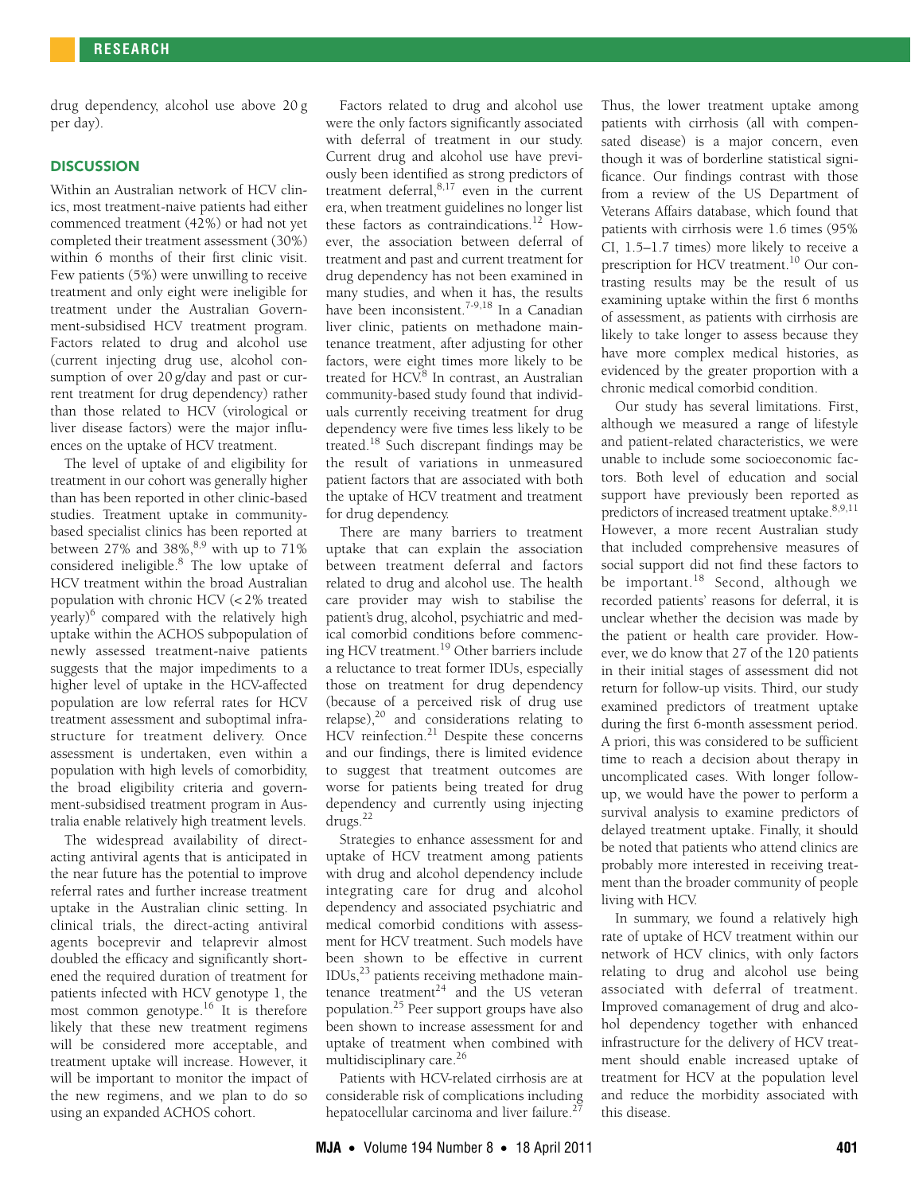drug dependency, alcohol use above 20 g per day).

## DISCUSSION

Within an Australian network of HCV clinics, most treatment-naive patients had either commenced treatment (42%) or had not yet completed their treatment assessment (30%) within 6 months of their first clinic visit. Few patients (5%) were unwilling to receive treatment and only eight were ineligible for treatment under the Australian Government-subsidised HCV treatment program. Factors related to drug and alcohol use (current injecting drug use, alcohol consumption of over 20 g/day and past or current treatment for drug dependency) rather than those related to HCV (virological or liver disease factors) were the major influences on the uptake of HCV treatment.

The level of uptake of and eligibility for treatment in our cohort was generally higher than has been reported in other clinic-based studies. Treatment uptake in community-based specialist clinics has been reported at between 27% and 38%,[8,9] with up to 71% considered ineligible.[8] The low uptake of HCV treatment within the broad Australian population with chronic HCV (< 2% treated yearly)[6] compared with the relatively high uptake within the ACHOS subpopulation of newly assessed treatment-naive patients suggests that the major impediments to a higher level of uptake in the HCV-affected population are low referral rates for HCV treatment assessment and suboptimal infrastructure for treatment delivery. Once assessment is undertaken, even within a population with high levels of comorbidity, the broad eligibility criteria and government-subsidised treatment program in Australia enable relatively high treatment levels.

The widespread availability of direct-acting antiviral agents that is anticipated in the near future has the potential to improve referral rates and further increase treatment uptake in the Australian clinic setting. In clinical trials, the direct-acting antiviral agents boceprevir and telaprevir almost doubled the efficacy and significantly shortened the required duration of treatment for patients infected with HCV genotype 1, the most common genotype.[16] It is therefore likely that these new treatment regimens will be considered more acceptable, and treatment uptake will increase. However, it will be important to monitor the impact of the new regimens, and we plan to do so using an expanded ACHOS cohort.

Factors related to drug and alcohol use were the only factors significantly associated with deferral of treatment in our study. Current drug and alcohol use have previously been identified as strong predictors of treatment deferral,[8,17] even in the current era, when treatment guidelines no longer list these factors as contraindications.[12] However, the association between deferral of treatment and past and current treatment for drug dependency has not been examined in many studies, and when it has, the results have been inconsistent.[7-9,18] In a Canadian liver clinic, patients on methadone maintenance treatment, after adjusting for other factors, were eight times more likely to be treated for HCV.[8] In contrast, an Australian community-based study found that individuals currently receiving treatment for drug dependency were five times less likely to be treated.[18] Such discrepant findings may be the result of variations in unmeasured patient factors that are associated with both the uptake of HCV treatment and treatment for drug dependency.

There are many barriers to treatment uptake that can explain the association between treatment deferral and factors related to drug and alcohol use. The health care provider may wish to stabilise the patient's drug, alcohol, psychiatric and medical comorbid conditions before commencing HCV treatment.[19] Other barriers include a reluctance to treat former IDUs, especially those on treatment for drug dependency (because of a perceived risk of drug use relapse),[20] and considerations relating to HCV reinfection.[21] Despite these concerns and our findings, there is limited evidence to suggest that treatment outcomes are worse for patients being treated for drug dependency and currently using injecting drugs.[22]

Strategies to enhance assessment for and uptake of HCV treatment among patients with drug and alcohol dependency include integrating care for drug and alcohol dependency and associated psychiatric and medical comorbid conditions with assessment for HCV treatment. Such models have been shown to be effective in current IDUs,[23] patients receiving methadone maintenance treatment[24] and the US veteran population.[25] Peer support groups have also been shown to increase assessment for and uptake of treatment when combined with multidisciplinary care.[26]

Patients with HCV-related cirrhosis are at considerable risk of complications including hepatocellular carcinoma and liver failure.[27] Thus, the lower treatment uptake among patients with cirrhosis (all with compensated disease) is a major concern, even though it was of borderline statistical significance. Our findings contrast with those from a review of the US Department of Veterans Affairs database, which found that patients with cirrhosis were 1.6 times (95% CI, 1.5–1.7 times) more likely to receive a prescription for HCV treatment.[10] Our contrasting results may be the result of us examining uptake within the first 6 months of assessment, as patients with cirrhosis are likely to take longer to assess because they have more complex medical histories, as evidenced by the greater proportion with a chronic medical comorbid condition.

Our study has several limitations. First, although we measured a range of lifestyle and patient-related characteristics, we were unable to include some socioeconomic factors. Both level of education and social support have previously been reported as predictors of increased treatment uptake.[8,9,11] However, a more recent Australian study that included comprehensive measures of social support did not find these factors to be important.[18] Second, although we recorded patients' reasons for deferral, it is unclear whether the decision was made by the patient or health care provider. However, we do know that 27 of the 120 patients in their initial stages of assessment did not return for follow-up visits. Third, our study examined predictors of treatment uptake during the first 6-month assessment period. A priori, this was considered to be sufficient time to reach a decision about therapy in uncomplicated cases. With longer follow-up, we would have the power to perform a survival analysis to examine predictors of delayed treatment uptake. Finally, it should be noted that patients who attend clinics are probably more interested in receiving treatment than the broader community of people living with HCV.

In summary, we found a relatively high rate of uptake of HCV treatment within our network of HCV clinics, with only factors relating to drug and alcohol use being associated with deferral of treatment. Improved comanagement of drug and alcohol dependency together with enhanced infrastructure for the delivery of HCV treatment should enable increased uptake of treatment for HCV at the population level and reduce the morbidity associated with this disease.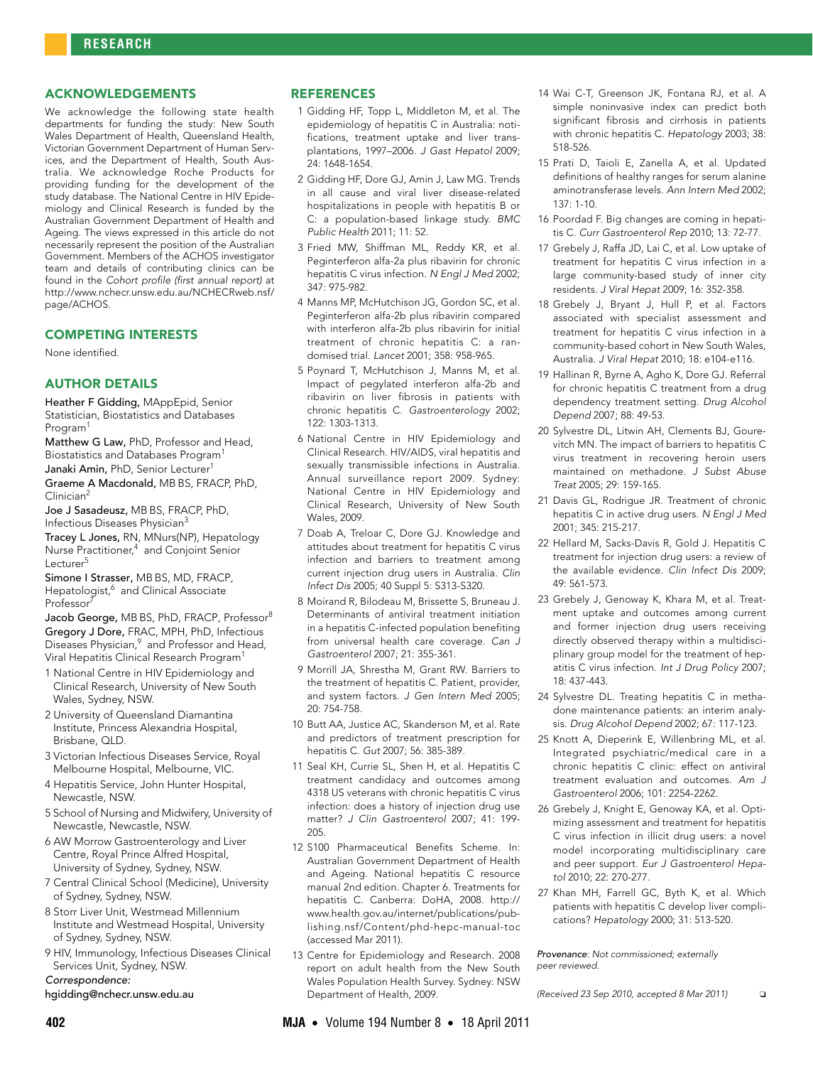## ACKNOWLEDGEMENTS

We acknowledge the following state health departments for funding the study: New South Wales Department of Health, Queensland Health, Victorian Government Department of Human Services, and the Department of Health, South Australia. We acknowledge Roche Products for providing funding for the development of the study database. The National Centre in HIV Epidemiology and Clinical Research is funded by the Australian Government Department of Health and Ageing. The views expressed in this article do not necessarily represent the position of the Australian Government. Members of the ACHOS investigator team and details of contributing clinics can be found in the *Cohort profile (first annual report)* at http://www.nchecr.unsw.edu.au/NCHECRweb.nsf/page/ACHOS.

## COMPETING INTERESTS

None identified.

## AUTHOR DETAILS

**Heather F Gidding,** MAppEpid, Senior Statistician, Biostatistics and Databases Program[1]

**Matthew G Law,** PhD, Professor and Head, Biostatistics and Databases Program[1]

**Janaki Amin,** PhD, Senior Lecturer[1]

**Graeme A Macdonald,** MB BS, FRACP, PhD, Clinician[2]

**Joe J Sasadeusz,** MB BS, FRACP, PhD, Infectious Diseases Physician[3]

**Tracey L Jones,** RN, MNurs(NP), Hepatology Nurse Practitioner,[4] and Conjoint Senior Lecturer[5]

**Simone I Strasser,** MB BS, MD, FRACP, Hepatologist,[6] and Clinical Associate Professor[7]

**Jacob George,** MB BS, PhD, FRACP, Professor[8]

**Gregory J Dore,** FRAC, MPH, PhD, Infectious Diseases Physician,[9] and Professor and Head, Viral Hepatitis Clinical Research Program[1]

1 National Centre in HIV Epidemiology and Clinical Research, University of New South Wales, Sydney, NSW.

2 University of Queensland Diamantina Institute, Princess Alexandria Hospital, Brisbane, QLD.

3 Victorian Infectious Diseases Service, Royal Melbourne Hospital, Melbourne, VIC.

4 Hepatitis Service, John Hunter Hospital, Newcastle, NSW.

5 School of Nursing and Midwifery, University of Newcastle, Newcastle, NSW.

6 AW Morrow Gastroenterology and Liver Centre, Royal Prince Alfred Hospital, University of Sydney, Sydney, NSW.

7 Central Clinical School (Medicine), University of Sydney, Sydney, NSW.

8 Storr Liver Unit, Westmead Millennium Institute and Westmead Hospital, University of Sydney, Sydney, NSW.

9 HIV, Immunology, Infectious Diseases Clinical Services Unit, Sydney, NSW.

*Correspondence:* hgidding@nchecr.unsw.edu.au

## REFERENCES

1 Gidding HF, Topp L, Middleton M, et al. The epidemiology of hepatitis C in Australia: notifications, treatment uptake and liver transplantations, 1997–2006. *J Gast Hepatol* 2009; 24: 1648-1654.

2 Gidding HF, Dore GJ, Amin J, Law MG. Trends in all cause and viral liver disease-related hospitalizations in people with hepatitis B or C: a population-based linkage study. *BMC Public Health* 2011; 11: 52.

3 Fried MW, Shiffman ML, Reddy KR, et al. Peginterferon alfa-2a plus ribavirin for chronic hepatitis C virus infection. *N Engl J Med* 2002; 347: 975-982.

4 Manns MP, McHutchison JG, Gordon SC, et al. Peginterferon alfa-2b plus ribavirin compared with interferon alfa-2b plus ribavirin for initial treatment of chronic hepatitis C: a randomised trial. *Lancet* 2001; 358: 958-965.

5 Poynard T, McHutchison J, Manns M, et al. Impact of pegylated interferon alfa-2b and ribavirin on liver fibrosis in patients with chronic hepatitis C. *Gastroenterology* 2002; 122: 1303-1313.

6 National Centre in HIV Epidemiology and Clinical Research. HIV/AIDS, viral hepatitis and sexually transmissible infections in Australia. Annual surveillance report 2009. Sydney: National Centre in HIV Epidemiology and Clinical Research, University of New South Wales, 2009.

7 Doab A, Treloar C, Dore GJ. Knowledge and attitudes about treatment for hepatitis C virus infection and barriers to treatment among current injection drug users in Australia. *Clin Infect Dis* 2005; 40 Suppl 5: S313-S320.

8 Moirand R, Bilodeau M, Brissette S, Bruneau J. Determinants of antiviral treatment initiation in a hepatitis C-infected population benefiting from universal health care coverage. *Can J Gastroenterol* 2007; 21: 355-361.

9 Morrill JA, Shrestha M, Grant RW. Barriers to the treatment of hepatitis C. Patient, provider, and system factors. *J Gen Intern Med* 2005; 20: 754-758.

10 Butt AA, Justice AC, Skanderson M, et al. Rate and predictors of treatment prescription for hepatitis C. *Gut* 2007; 56: 385-389.

11 Seal KH, Currie SL, Shen H, et al. Hepatitis C treatment candidacy and outcomes among 4318 US veterans with chronic hepatitis C virus infection: does a history of injection drug use matter? *J Clin Gastroenterol* 2007; 41: 199-205.

12 S100 Pharmaceutical Benefits Scheme. In: Australian Government Department of Health and Ageing. National hepatitis C resource manual 2nd edition. Chapter 6. Treatments for hepatitis C. Canberra: DoHA, 2008. http://www.health.gov.au/internet/publications/publishing.nsf/Content/phd-hepc-manual-toc (accessed Mar 2011).

13 Centre for Epidemiology and Research. 2008 report on adult health from the New South Wales Population Health Survey. Sydney: NSW Department of Health, 2009.

14 Wai C-T, Greenson JK, Fontana RJ, et al. A simple noninvasive index can predict both significant fibrosis and cirrhosis in patients with chronic hepatitis C. *Hepatology* 2003; 38: 518-526.

15 Prati D, Taioli E, Zanella A, et al. Updated definitions of healthy ranges for serum alanine aminotransferase levels. *Ann Intern Med* 2002; 137: 1-10.

16 Poordad F. Big changes are coming in hepatitis C. *Curr Gastroenterol Rep* 2010; 13: 72-77.

17 Grebely J, Raffa JD, Lai C, et al. Low uptake of treatment for hepatitis C virus infection in a large community-based study of inner city residents. *J Viral Hepat* 2009; 16: 352-358.

18 Grebely J, Bryant J, Hull P, et al. Factors associated with specialist assessment and treatment for hepatitis C virus infection in a community-based cohort in New South Wales, Australia. *J Viral Hepat* 2010; 18: e104-e116.

19 Hallinan R, Byrne A, Agho K, Dore GJ. Referral for chronic hepatitis C treatment from a drug dependency treatment setting. *Drug Alcohol Depend* 2007; 88: 49-53.

20 Sylvestre DL, Litwin AH, Clements BJ, Gourevitch MN. The impact of barriers to hepatitis C virus treatment in recovering heroin users maintained on methadone. *J Subst Abuse Treat* 2005; 29: 159-165.

21 Davis GL, Rodrigue JR. Treatment of chronic hepatitis C in active drug users. *N Engl J Med* 2001; 345: 215-217.

22 Hellard M, Sacks-Davis R, Gold J. Hepatitis C treatment for injection drug users: a review of the available evidence. *Clin Infect Dis* 2009; 49: 561-573.

23 Grebely J, Genoway K, Khara M, et al. Treatment uptake and outcomes among current and former injection drug users receiving directly observed therapy within a multidisciplinary group model for the treatment of hepatitis C virus infection. *Int J Drug Policy* 2007; 18: 437-443.

24 Sylvestre DL. Treating hepatitis C in methadone maintenance patients: an interim analysis. *Drug Alcohol Depend* 2002; 67: 117-123.

25 Knott A, Dieperink E, Willenbring ML, et al. Integrated psychiatric/medical care in a chronic hepatitis C clinic: effect on antiviral treatment evaluation and outcomes. *Am J Gastroenterol* 2006; 101: 2254-2262.

26 Grebely J, Knight E, Genoway KA, et al. Optimizing assessment and treatment for hepatitis C virus infection in illicit drug users: a novel model incorporating multidisciplinary care and peer support. *Eur J Gastroenterol Hepatol* 2010; 22: 270-277.

27 Khan MH, Farrell GC, Byth K, et al. Which patients with hepatitis C develop liver complications? *Hepatology* 2000; 31: 513-520.

*Provenance: Not commissioned; externally peer reviewed.*

*(Received 23 Sep 2010, accepted 8 Mar 2011)*